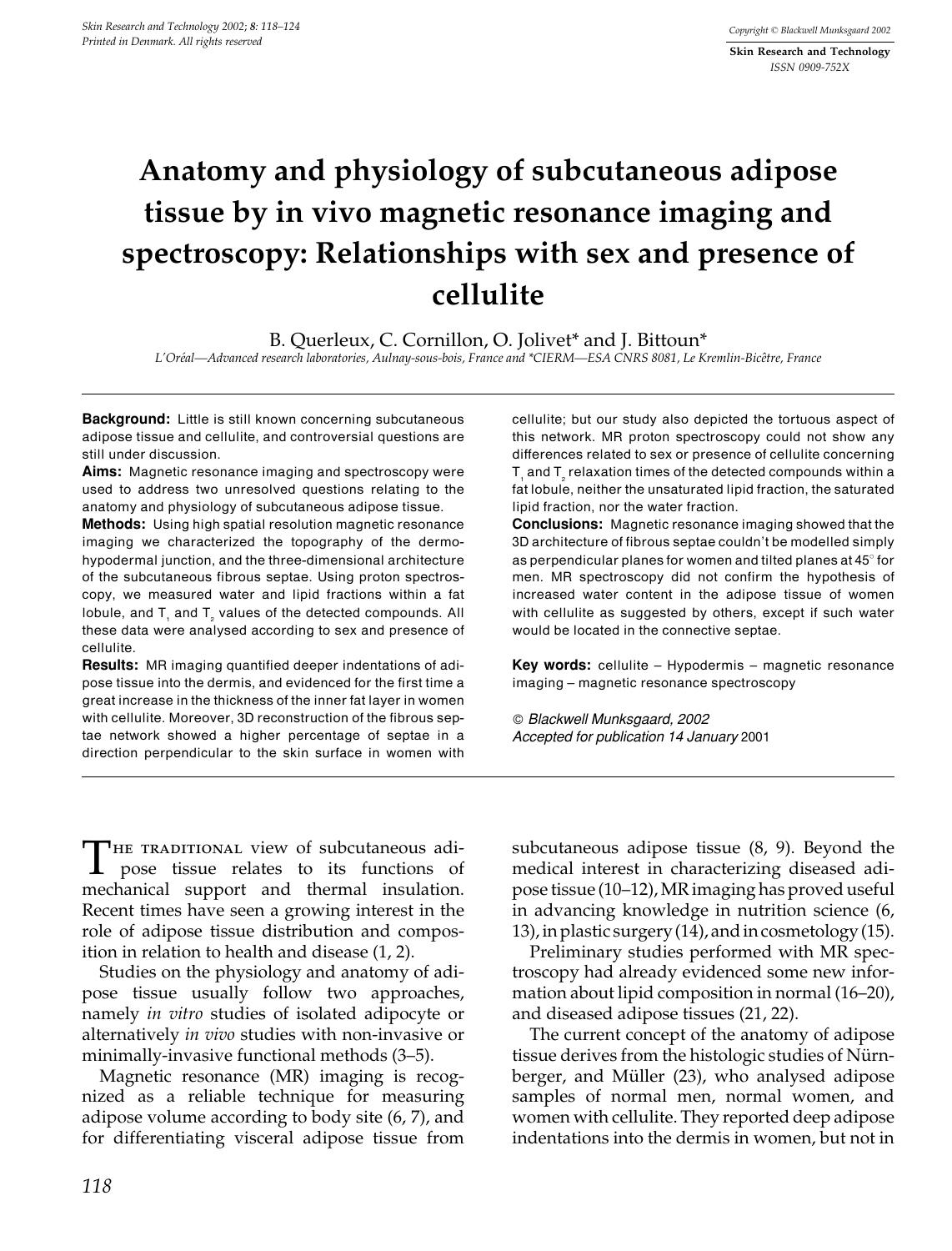# Anatomy and physiology of subcutaneous adipose tissue by in vivo magnetic resonance imaging and spectroscopy: Relationships with sex and presence of cellulite

B. Querleux, C. Cornillon, O. Jolivet* and J. Bittoun*

*L'Oréal—Advanced research laboratories, Aulnay-sous-bois, France and \*CIERM—ESA CNRS 8081, Le Kremlin-Bicêtre, France*

**Background:** Little is still known concerning subcutaneous adipose tissue and cellulite, and controversial questions are still under discussion.

**Aims:** Magnetic resonance imaging and spectroscopy were used to address two unresolved questions relating to the anatomy and physiology of subcutaneous adipose tissue.

**Methods:** Using high spatial resolution magnetic resonance imaging we characterized the topography of the dermo-hypodermal junction, and the three-dimensional architecture of the subcutaneous fibrous septae. Using proton spectroscopy, we measured water and lipid fractions within a fat lobule, and $T_1$ and $T_2$ values of the detected compounds. All these data were analysed according to sex and presence of cellulite.

**Results:** MR imaging quantified deeper indentations of adipose tissue into the dermis, and evidenced for the first time a great increase in the thickness of the inner fat layer in women with cellulite. Moreover, 3D reconstruction of the fibrous septae network showed a higher percentage of septae in a direction perpendicular to the skin surface in women with cellulite; but our study also depicted the tortuous aspect of this network. MR proton spectroscopy could not show any differences related to sex or presence of cellulite concerning $T_1$ and $T_2$ relaxation times of the detected compounds within a fat lobule, neither the unsaturated lipid fraction, the saturated lipid fraction, nor the water fraction.

**Conclusions:** Magnetic resonance imaging showed that the 3D architecture of fibrous septae couldn't be modelled simply as perpendicular planes for women and tilted planes at 45° for men. MR spectroscopy did not confirm the hypothesis of increased water content in the adipose tissue of women with cellulite as suggested by others, except if such water would be located in the connective septae.

**Key words:** cellulite – Hypodermis – magnetic resonance imaging – magnetic resonance spectroscopy

*© Blackwell Munksgaard, 2002*
*Accepted for publication 14 January 2001*

The traditional view of subcutaneous adipose tissue relates to its functions of mechanical support and thermal insulation. Recent times have seen a growing interest in the role of adipose tissue distribution and composition in relation to health and disease (1, 2).

Studies on the physiology and anatomy of adipose tissue usually follow two approaches, namely *in vitro* studies of isolated adipocyte or alternatively *in vivo* studies with non-invasive or minimally-invasive functional methods (3–5).

Magnetic resonance (MR) imaging is recognized as a reliable technique for measuring adipose volume according to body site (6, 7), and for differentiating visceral adipose tissue from subcutaneous adipose tissue (8, 9). Beyond the medical interest in characterizing diseased adipose tissue (10–12), MR imaging has proved useful in advancing knowledge in nutrition science (6, 13), in plastic surgery (14), and in cosmetology (15).

Preliminary studies performed with MR spectroscopy had already evidenced some new information about lipid composition in normal (16–20), and diseased adipose tissues (21, 22).

The current concept of the anatomy of adipose tissue derives from the histologic studies of Nürnberger, and Müller (23), who analysed adipose samples of normal men, normal women, and women with cellulite. They reported deep adipose indentations into the dermis in women, but not in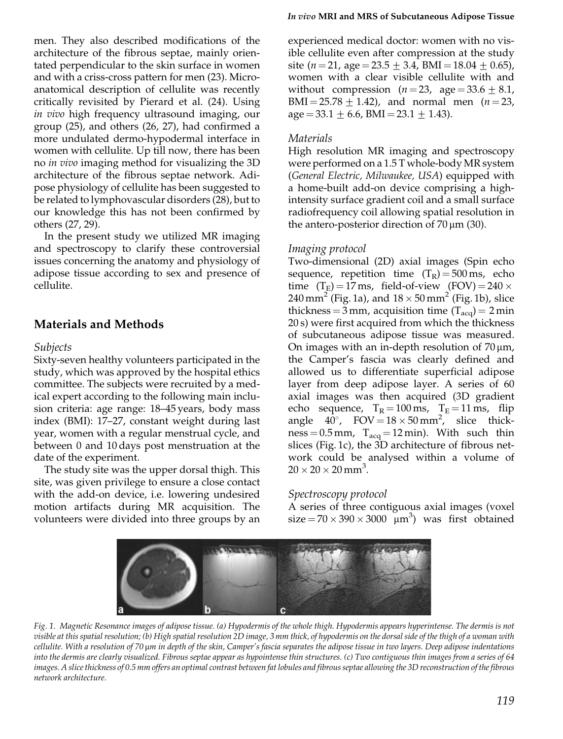men. They also described modifications of the architecture of the fibrous septae, mainly orientated perpendicular to the skin surface in women and with a criss-cross pattern for men (23). Micro-anatomical description of cellulite was recently critically revisited by Pierard et al. (24). Using *in vivo* high frequency ultrasound imaging, our group (25), and others (26, 27), had confirmed a more undulated dermo-hypodermal interface in women with cellulite. Up till now, there has been no *in vivo* imaging method for visualizing the 3D architecture of the fibrous septae network. Adipose physiology of cellulite has been suggested to be related to lymphovascular disorders (28), but to our knowledge this has not been confirmed by others (27, 29).

In the present study we utilized MR imaging and spectroscopy to clarify these controversial issues concerning the anatomy and physiology of adipose tissue according to sex and presence of cellulite.

## Materials and Methods

### Subjects

Sixty-seven healthy volunteers participated in the study, which was approved by the hospital ethics committee. The subjects were recruited by a medical expert according to the following main inclusion criteria: age range: 18–45 years, body mass index (BMI): 17–27, constant weight during last year, women with a regular menstrual cycle, and between 0 and 10 days post menstruation at the date of the experiment.

The study site was the upper dorsal thigh. This site, was given privilege to ensure a close contact with the add-on device, i.e. lowering undesired motion artifacts during MR acquisition. The volunteers were divided into three groups by an experienced medical doctor: women with no visible cellulite even after compression at the study site ($n = 21$, age $= 23.5 \pm 3.4$, BMI $= 18.04 \pm 0.65$), women with a clear visible cellulite with and without compression ($n = 23$, age $= 33.6 \pm 8.1$, BMI $= 25.78 \pm 1.42$), and normal men ($n = 23$, age $= 33.1 \pm 6.6$, BMI $= 23.1 \pm 1.43$).

### Materials

High resolution MR imaging and spectroscopy were performed on a 1.5 T whole-body MR system (*General Electric, Milwaukee, USA*) equipped with a home-built add-on device comprising a high-intensity surface gradient coil and a small surface radiofrequency coil allowing spatial resolution in the antero-posterior direction of 70 μm (30).

### Imaging protocol

Two-dimensional (2D) axial images (Spin echo sequence, repetition time ($T_R$) = 500 ms, echo time ($T_E$) = 17 ms, field-of-view (FOV) = $240 \times 240\,\text{mm}^2$ (Fig. 1a), and $18 \times 50\,\text{mm}^2$ (Fig. 1b), slice thickness = 3 mm, acquisition time ($T_{acq}$) = 2 min 20 s) were first acquired from which the thickness of subcutaneous adipose tissue was measured. On images with an in-depth resolution of 70 μm, the Camper's fascia was clearly defined and allowed us to differentiate superficial adipose layer from deep adipose layer. A series of 60 axial images was then acquired (3D gradient echo sequence, $T_R = 100$ ms, $T_E = 11$ ms, flip angle 40°, FOV = $18 \times 50\,\text{mm}^2$, slice thickness = 0.5 mm, $T_{acq}$ = 12 min). With such thin slices (Fig. 1c), the 3D architecture of fibrous network could be analysed within a volume of $20 \times 20 \times 20\,\text{mm}^3$.

### Spectroscopy protocol

A series of three contiguous axial images (voxel size = $70 \times 390 \times 3000$ $\mu\text{m}^3$) was first obtained

*Fig. 1. Magnetic Resonance images of adipose tissue. (a) Hypodermis of the whole thigh. Hypodermis appears hyperintense. The dermis is not visible at this spatial resolution; (b) High spatial resolution 2D image, 3 mm thick, of hypodermis on the dorsal side of the thigh of a woman with cellulite. With a resolution of 70 μm in depth of the skin, Camper's fascia separates the adipose tissue in two layers. Deep adipose indentations into the dermis are clearly visualized. Fibrous septae appear as hypointense thin structures. (c) Two contiguous thin images from a series of 64 images. A slice thickness of 0.5 mm offers an optimal contrast between fat lobules and fibrous septae allowing the 3D reconstruction of the fibrous network architecture.*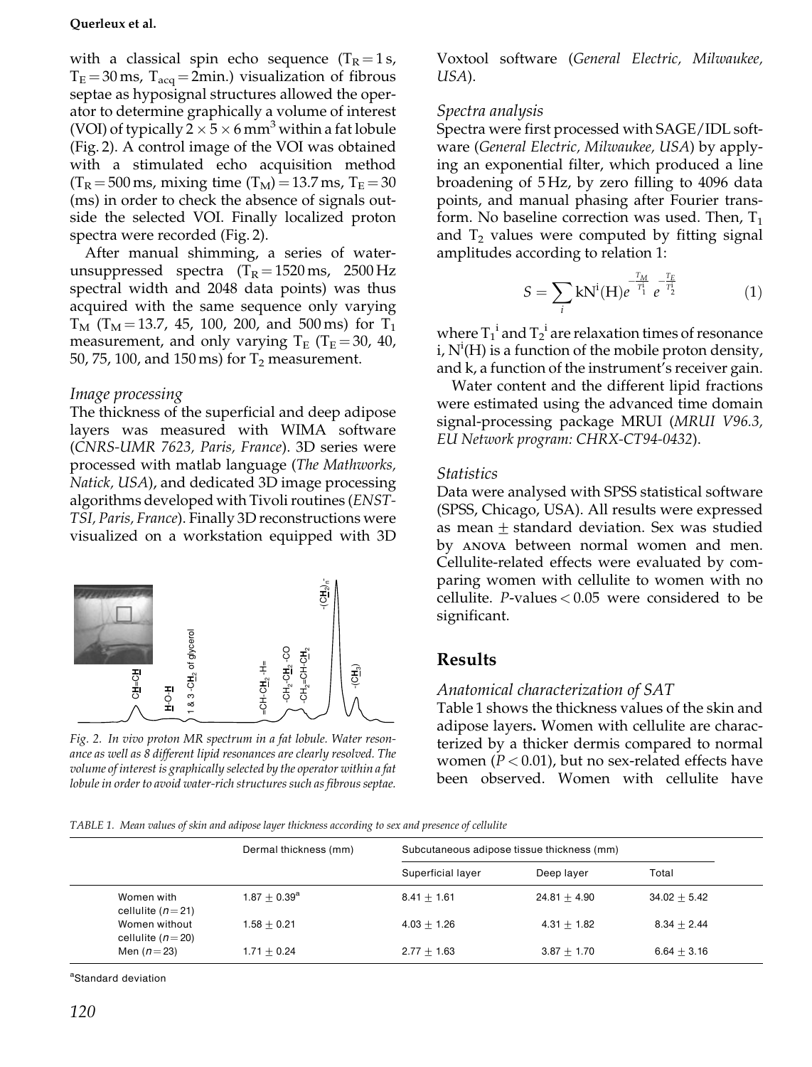with a classical spin echo sequence ($T_R = 1$ s, $T_E = 30$ ms, $T_{acq} = 2$min.) visualization of fibrous septae as hyposignal structures allowed the operator to determine graphically a volume of interest (VOI) of typically $2 \times 5 \times 6$ mm$^3$ within a fat lobule (Fig. 2). A control image of the VOI was obtained with a stimulated echo acquisition method ($T_R = 500$ ms, mixing time ($T_M$) = 13.7 ms, $T_E = 30$ (ms) in order to check the absence of signals outside the selected VOI. Finally localized proton spectra were recorded (Fig. 2).

After manual shimming, a series of water-unsuppressed spectra ($T_R = 1520$ ms, 2500 Hz spectral width and 2048 data points) was thus acquired with the same sequence only varying $T_M$ ($T_M = 13.7$, 45, 100, 200, and 500 ms) for $T_1$ measurement, and only varying $T_E$ ($T_E = 30$, 40, 50, 75, 100, and 150 ms) for $T_2$ measurement.

### *Image processing*

The thickness of the superficial and deep adipose layers was measured with WIMA software (*CNRS-UMR 7623, Paris, France*). 3D series were processed with matlab language (*The Mathworks, Natick, USA*), and dedicated 3D image processing algorithms developed with Tivoli routines (*ENST-TSI, Paris, France*). Finally 3D reconstructions were visualized on a workstation equipped with 3D Voxtool software (*General Electric, Milwaukee, USA*).

*Fig. 2. In vivo proton MR spectrum in a fat lobule. Water resonance as well as 8 different lipid resonances are clearly resolved. The volume of interest is graphically selected by the operator within a fat lobule in order to avoid water-rich structures such as fibrous septae.*

### *Spectra analysis*

Spectra were first processed with SAGE/IDL software (*General Electric, Milwaukee, USA*) by applying an exponential filter, which produced a line broadening of 5 Hz, by zero filling to 4096 data points, and manual phasing after Fourier transform. No baseline correction was used. Then, $T_1$ and $T_2$ values were computed by fitting signal amplitudes according to relation 1:

$$S = \sum_i kN^i(H)e^{-\frac{T_M}{T_1^i}} e^{-\frac{T_E}{T_2^i}} \tag{1}$$

where $T_1{}^i$ and $T_2{}^i$ are relaxation times of resonance i, $N^i(H)$ is a function of the mobile proton density, and k, a function of the instrument's receiver gain.

Water content and the different lipid fractions were estimated using the advanced time domain signal-processing package MRUI (*MRUI V96.3, EU Network program: CHRX-CT94-0432*).

### *Statistics*

Data were analysed with SPSS statistical software (SPSS, Chicago, USA). All results were expressed as mean ± standard deviation. Sex was studied by ANOVA between normal women and men. Cellulite-related effects were evaluated by comparing women with cellulite to women with no cellulite. $P$-values < 0.05 were considered to be significant.

## Results

### *Anatomical characterization of SAT*

Table 1 shows the thickness values of the skin and adipose layers**.** Women with cellulite are characterized by a thicker dermis compared to normal women ($P < 0.01$), but no sex-related effects have been observed. Women with cellulite have

*TABLE 1. Mean values of skin and adipose layer thickness according to sex and presence of cellulite*

| | Dermal thickness (mm) | Subcutaneous adipose tissue thickness (mm) | | |
|---|---|---|---|---|
| | | Superficial layer | Deep layer | Total |
| Women with cellulite ($n = 21$) | 1.87 ± 0.39[a] | 8.41 ± 1.61 | 24.81 ± 4.90 | 34.02 ± 5.42 |
| Women without cellulite ($n = 20$) | 1.58 ± 0.21 | 4.03 ± 1.26 | 4.31 ± 1.82 | 8.34 ± 2.44 |
| Men ($n = 23$) | 1.71 ± 0.24 | 2.77 ± 1.63 | 3.87 ± 1.70 | 6.64 ± 3.16 |

[a]Standard deviation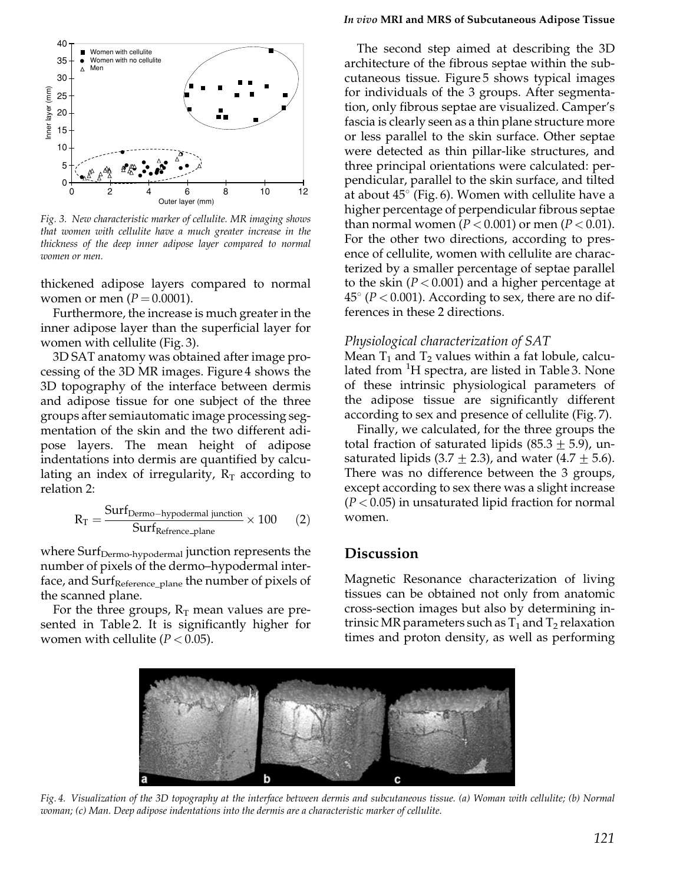Fig. 3. *New characteristic marker of cellulite. MR imaging shows that women with cellulite have a much greater increase in the thickness of the deep inner adipose layer compared to normal women or men.*

thickened adipose layers compared to normal women or men ($P = 0.0001$).

Furthermore, the increase is much greater in the inner adipose layer than the superficial layer for women with cellulite (Fig. 3).

3D SAT anatomy was obtained after image processing of the 3D MR images. Figure 4 shows the 3D topography of the interface between dermis and adipose tissue for one subject of the three groups after semiautomatic image processing segmentation of the skin and the two different adipose layers. The mean height of adipose indentations into dermis are quantified by calculating an index of irregularity, $R_T$ according to relation 2:

$$R_T = \frac{\text{Surf}_{\text{Dermo-hypodermal junction}}}{\text{Surf}_{\text{Refrence\_plane}}} \times 100 \qquad (2)$$

where $\text{Surf}_{\text{Dermo-hypodermal}}$ junction represents the number of pixels of the dermo–hypodermal interface, and $\text{Surf}_{\text{Reference\_plane}}$ the number of pixels of the scanned plane.

For the three groups, $R_T$ mean values are presented in Table 2. It is significantly higher for women with cellulite ($P < 0.05$).

The second step aimed at describing the 3D architecture of the fibrous septae within the subcutaneous tissue. Figure 5 shows typical images for individuals of the 3 groups. After segmentation, only fibrous septae are visualized. Camper's fascia is clearly seen as a thin plane structure more or less parallel to the skin surface. Other septae were detected as thin pillar-like structures, and three principal orientations were calculated: perpendicular, parallel to the skin surface, and tilted at about 45° (Fig. 6). Women with cellulite have a higher percentage of perpendicular fibrous septae than normal women ($P < 0.001$) or men ($P < 0.01$). For the other two directions, according to presence of cellulite, women with cellulite are characterized by a smaller percentage of septae parallel to the skin ($P < 0.001$) and a higher percentage at 45° ($P < 0.001$). According to sex, there are no differences in these 2 directions.

### *Physiological characterization of SAT*

Mean $T_1$ and $T_2$ values within a fat lobule, calculated from $^1$H spectra, are listed in Table 3. None of these intrinsic physiological parameters of the adipose tissue are significantly different according to sex and presence of cellulite (Fig. 7).

Finally, we calculated, for the three groups the total fraction of saturated lipids ($85.3 \pm 5.9$), unsaturated lipids ($3.7 \pm 2.3$), and water ($4.7 \pm 5.6$). There was no difference between the 3 groups, except according to sex there was a slight increase ($P < 0.05$) in unsaturated lipid fraction for normal women.

## Discussion

Magnetic Resonance characterization of living tissues can be obtained not only from anatomic cross-section images but also by determining intrinsic MR parameters such as $T_1$ and $T_2$ relaxation times and proton density, as well as performing

Fig. 4. *Visualization of the 3D topography at the interface between dermis and subcutaneous tissue. (a) Woman with cellulite; (b) Normal woman; (c) Man. Deep adipose indentations into the dermis are a characteristic marker of cellulite.*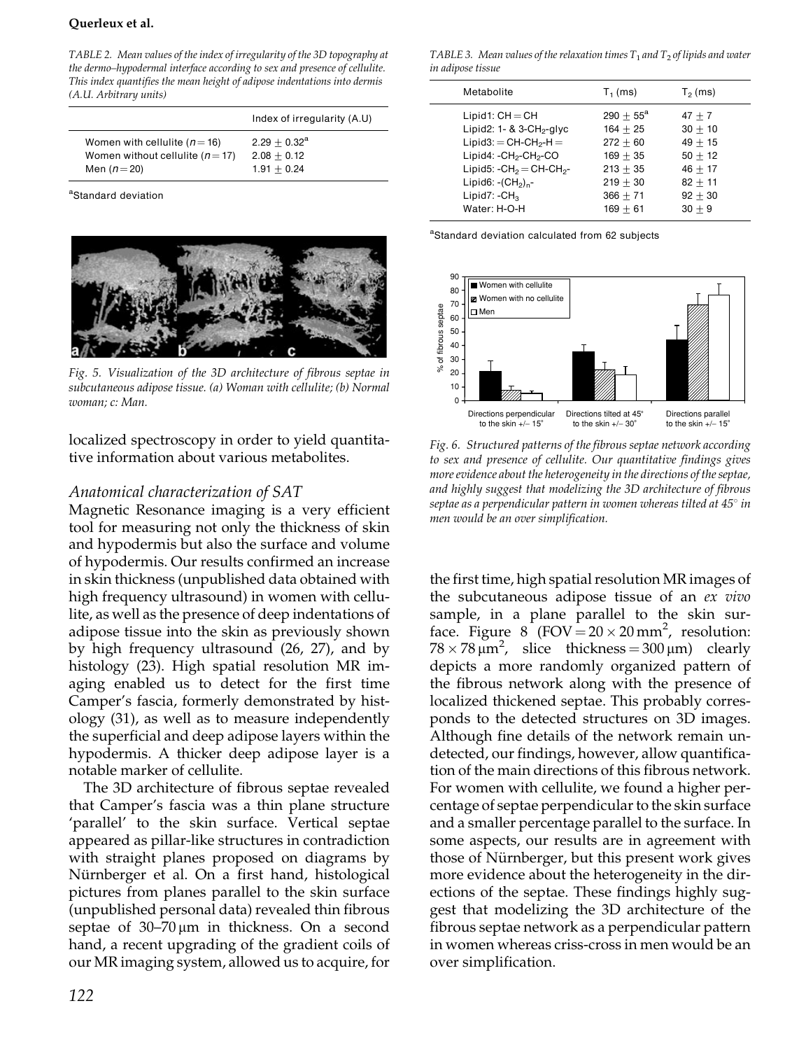TABLE 2. *Mean values of the index of irregularity of the 3D topography at the dermo–hypodermal interface according to sex and presence of cellulite. This index quantifies the mean height of adipose indentations into dermis (A.U. Arbitrary units)*

| | Index of irregularity (A.U) |
|---|---|
| Women with cellulite ($n = 16$) | $2.29 \pm 0.32$[a] |
| Women without cellulite ($n = 17$) | $2.08 \pm 0.12$ |
| Men ($n = 20$) | $1.91 \pm 0.24$ |

[a]Standard deviation

*Fig. 5. Visualization of the 3D architecture of fibrous septae in subcutaneous adipose tissue. (a) Woman with cellulite; (b) Normal woman; c: Man.*

TABLE 3. *Mean values of the relaxation times $T_1$ and $T_2$ of lipids and water in adipose tissue*

| Metabolite | $T_1$ (ms) | $T_2$ (ms) |
|---|---|---|
| Lipid1: CH = CH | $290 \pm 55$[a] | $47 \pm 7$ |
| Lipid2: 1- & 3-$CH_2$-glyc | $164 \pm 25$ | $30 \pm 10$ |
| Lipid3: = CH-$CH_2$-H = | $272 \pm 60$ | $49 \pm 15$ |
| Lipid4: -$CH_2$-$CH_2$-CO | $169 \pm 35$ | $50 \pm 12$ |
| Lipid5: -$CH_2$ = CH-$CH_2$- | $213 \pm 35$ | $46 \pm 17$ |
| Lipid6: -$(CH_2)_n$- | $219 \pm 30$ | $82 \pm 11$ |
| Lipid7: -$CH_3$ | $366 \pm 71$ | $92 \pm 30$ |
| Water: H-O-H | $169 \pm 61$ | $30 \pm 9$ |

[a]Standard deviation calculated from 62 subjects

*Fig. 6. Structured patterns of the fibrous septae network according to sex and presence of cellulite. Our quantitative findings gives more evidence about the heterogeneity in the directions of the septae, and highly suggest that modelizing the 3D architecture of fibrous septae as a perpendicular pattern in women whereas tilted at 45° in men would be an over simplification.*

localized spectroscopy in order to yield quantitative information about various metabolites.

### Anatomical characterization of SAT

Magnetic Resonance imaging is a very efficient tool for measuring not only the thickness of skin and hypodermis but also the surface and volume of hypodermis. Our results confirmed an increase in skin thickness (unpublished data obtained with high frequency ultrasound) in women with cellulite, as well as the presence of deep indentations of adipose tissue into the skin as previously shown by high frequency ultrasound (26, 27), and by histology (23). High spatial resolution MR imaging enabled us to detect for the first time Camper's fascia, formerly demonstrated by histology (31), as well as to measure independently the superficial and deep adipose layers within the hypodermis. A thicker deep adipose layer is a notable marker of cellulite.

The 3D architecture of fibrous septae revealed that Camper's fascia was a thin plane structure 'parallel' to the skin surface. Vertical septae appeared as pillar-like structures in contradiction with straight planes proposed on diagrams by Nürnberger et al. On a first hand, histological pictures from planes parallel to the skin surface (unpublished personal data) revealed thin fibrous septae of 30–70 μm in thickness. On a second hand, a recent upgrading of the gradient coils of our MR imaging system, allowed us to acquire, for the first time, high spatial resolution MR images of the subcutaneous adipose tissue of an *ex vivo* sample, in a plane parallel to the skin surface. Figure 8 (FOV = $20 \times 20\,mm^2$, resolution: $78 \times 78\,\mu m^2$, slice thickness = 300 μm) clearly depicts a more randomly organized pattern of the fibrous network along with the presence of localized thickened septae. This probably corresponds to the detected structures on 3D images. Although fine details of the network remain undetected, our findings, however, allow quantification of the main directions of this fibrous network. For women with cellulite, we found a higher percentage of septae perpendicular to the skin surface and a smaller percentage parallel to the surface. In some aspects, our results are in agreement with those of Nürnberger, but this present work gives more evidence about the heterogeneity in the directions of the septae. These findings highly suggest that modelizing the 3D architecture of the fibrous septae network as a perpendicular pattern in women whereas criss-cross in men would be an over simplification.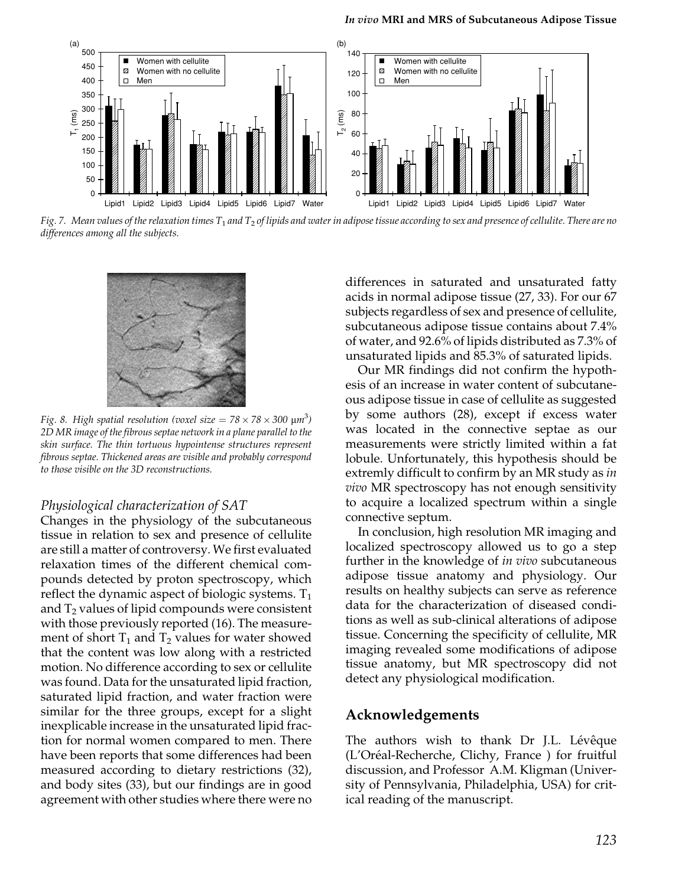Fig. 7. Mean values of the relaxation times $T_1$ and $T_2$ of lipids and water in adipose tissue according to sex and presence of cellulite. There are no differences among all the subjects.

*Fig. 8. High spatial resolution (voxel size = $78 \times 78 \times 300$ μm$^3$) 2D MR image of the fibrous septae network in a plane parallel to the skin surface. The thin tortuous hypointense structures represent fibrous septae. Thickened areas are visible and probably correspond to those visible on the 3D reconstructions.*

### *Physiological characterization of SAT*

Changes in the physiology of the subcutaneous tissue in relation to sex and presence of cellulite are still a matter of controversy. We first evaluated relaxation times of the different chemical compounds detected by proton spectroscopy, which reflect the dynamic aspect of biologic systems. $T_1$ and $T_2$ values of lipid compounds were consistent with those previously reported (16). The measurement of short $T_1$ and $T_2$ values for water showed that the content was low along with a restricted motion. No difference according to sex or cellulite was found. Data for the unsaturated lipid fraction, saturated lipid fraction, and water fraction were similar for the three groups, except for a slight inexplicable increase in the unsaturated lipid fraction for normal women compared to men. There have been reports that some differences had been measured according to dietary restrictions (32), and body sites (33), but our findings are in good agreement with other studies where there were no differences in saturated and unsaturated fatty acids in normal adipose tissue (27, 33). For our 67 subjects regardless of sex and presence of cellulite, subcutaneous adipose tissue contains about 7.4% of water, and 92.6% of lipids distributed as 7.3% of unsaturated lipids and 85.3% of saturated lipids.

Our MR findings did not confirm the hypothesis of an increase in water content of subcutaneous adipose tissue in case of cellulite as suggested by some authors (28), except if excess water was located in the connective septae as our measurements were strictly limited within a fat lobule. Unfortunately, this hypothesis should be extremly difficult to confirm by an MR study as *in vivo* MR spectroscopy has not enough sensitivity to acquire a localized spectrum within a single connective septum.

In conclusion, high resolution MR imaging and localized spectroscopy allowed us to go a step further in the knowledge of *in vivo* subcutaneous adipose tissue anatomy and physiology. Our results on healthy subjects can serve as reference data for the characterization of diseased conditions as well as sub-clinical alterations of adipose tissue. Concerning the specificity of cellulite, MR imaging revealed some modifications of adipose tissue anatomy, but MR spectroscopy did not detect any physiological modification.

## Acknowledgements

The authors wish to thank Dr J.L. Lévêque (L'Oréal-Recherche, Clichy, France ) for fruitful discussion, and Professor A.M. Kligman (University of Pennsylvania, Philadelphia, USA) for critical reading of the manuscript.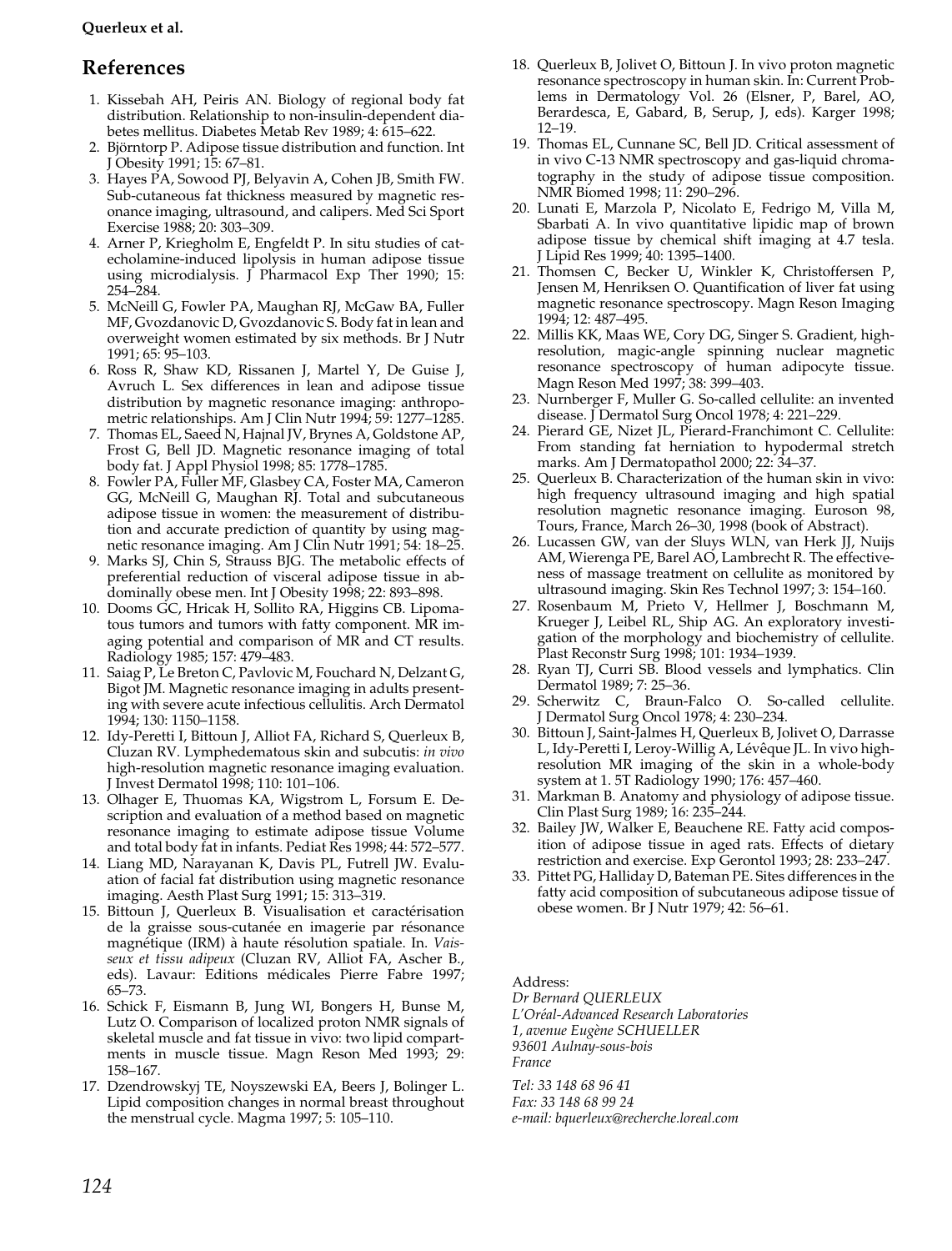## References

1. Kissebah AH, Peiris AN. Biology of regional body fat distribution. Relationship to non-insulin-dependent diabetes mellitus. Diabetes Metab Rev 1989; 4: 615–622.
2. Björntorp P. Adipose tissue distribution and function. Int J Obesity 1991; 15: 67–81.
3. Hayes PA, Sowood PJ, Belyavin A, Cohen JB, Smith FW. Sub-cutaneous fat thickness measured by magnetic resonance imaging, ultrasound, and calipers. Med Sci Sport Exercise 1988; 20: 303–309.
4. Arner P, Kriegholm E, Engfeldt P. In situ studies of catecholamine-induced lipolysis in human adipose tissue using microdialysis. J Pharmacol Exp Ther 1990; 15: 254–284.
5. McNeill G, Fowler PA, Maughan RJ, McGaw BA, Fuller MF, Gvozdanovic D, Gvozdanovic S. Body fat in lean and overweight women estimated by six methods. Br J Nutr 1991; 65: 95–103.
6. Ross R, Shaw KD, Rissanen J, Martel Y, De Guise J, Avruch L. Sex differences in lean and adipose tissue distribution by magnetic resonance imaging: anthropometric relationships. Am J Clin Nutr 1994; 59: 1277–1285.
7. Thomas EL, Saeed N, Hajnal JV, Brynes A, Goldstone AP, Frost G, Bell JD. Magnetic resonance imaging of total body fat. J Appl Physiol 1998; 85: 1778–1785.
8. Fowler PA, Fuller MF, Glasbey CA, Foster MA, Cameron GG, McNeill G, Maughan RJ. Total and subcutaneous adipose tissue in women: the measurement of distribution and accurate prediction of quantity by using magnetic resonance imaging. Am J Clin Nutr 1991; 54: 18–25.
9. Marks SJ, Chin S, Strauss BJG. The metabolic effects of preferential reduction of visceral adipose tissue in abdominally obese men. Int J Obesity 1998; 22: 893–898.
10. Dooms GC, Hricak H, Sollito RA, Higgins CB. Lipomatous tumors and tumors with fatty component. MR imaging potential and comparison of MR and CT results. Radiology 1985; 157: 479–483.
11. Saiag P, Le Breton C, Pavlovic M, Fouchard N, Delzant G, Bigot JM. Magnetic resonance imaging in adults presenting with severe acute infectious cellulitis. Arch Dermatol 1994; 130: 1150–1158.
12. Idy-Peretti I, Bittoun J, Alliot FA, Richard S, Querleux B, Cluzan RV. Lymphedematous skin and subcutis: *in vivo* high-resolution magnetic resonance imaging evaluation. J Invest Dermatol 1998; 110: 101–106.
13. Olhager E, Thuomas KA, Wigstrom L, Forsum E. Description and evaluation of a method based on magnetic resonance imaging to estimate adipose tissue Volume and total body fat in infants. Pediat Res 1998; 44: 572–577.
14. Liang MD, Narayanan K, Davis PL, Futrell JW. Evaluation of facial fat distribution using magnetic resonance imaging. Aesth Plast Surg 1991; 15: 313–319.
15. Bittoun J, Querleux B. Visualisation et caractérisation de la graisse sous-cutanée en imagerie par résonance magnétique (IRM) à haute résolution spatiale. In. *Vaisseux et tissu adipeux* (Cluzan RV, Alliot FA, Ascher B., eds). Lavaur: Editions médicales Pierre Fabre 1997; 65–73.
16. Schick F, Eismann B, Jung WI, Bongers H, Bunse M, Lutz O. Comparison of localized proton NMR signals of skeletal muscle and fat tissue in vivo: two lipid compartments in muscle tissue. Magn Reson Med 1993; 29: 158–167.
17. Dzendrowskyj TE, Noyszewski EA, Beers J, Bolinger L. Lipid composition changes in normal breast throughout the menstrual cycle. Magma 1997; 5: 105–110.
18. Querleux B, Jolivet O, Bittoun J. In vivo proton magnetic resonance spectroscopy in human skin. In: Current Problems in Dermatology Vol. 26 (Elsner, P, Barel, AO, Berardesca, E, Gabard, B, Serup, J, eds). Karger 1998; 12–19.
19. Thomas EL, Cunnane SC, Bell JD. Critical assessment of in vivo C-13 NMR spectroscopy and gas-liquid chromatography in the study of adipose tissue composition. NMR Biomed 1998; 11: 290–296.
20. Lunati E, Marzola P, Nicolato E, Fedrigo M, Villa M, Sbarbati A. In vivo quantitative lipidic map of brown adipose tissue by chemical shift imaging at 4.7 tesla. J Lipid Res 1999; 40: 1395–1400.
21. Thomsen C, Becker U, Winkler K, Christoffersen P, Jensen M, Henriksen O. Quantification of liver fat using magnetic resonance spectroscopy. Magn Reson Imaging 1994; 12: 487–495.
22. Millis KK, Maas WE, Cory DG, Singer S. Gradient, high-resolution, magic-angle spinning nuclear magnetic resonance spectroscopy of human adipocyte tissue. Magn Reson Med 1997; 38: 399–403.
23. Nurnberger F, Muller G. So-called cellulite: an invented disease. J Dermatol Surg Oncol 1978; 4: 221–229.
24. Pierard GE, Nizet JL, Pierard-Franchimont C. Cellulite: From standing fat herniation to hypodermal stretch marks. Am J Dermatopathol 2000; 22: 34–37.
25. Querleux B. Characterization of the human skin in vivo: high frequency ultrasound imaging and high spatial resolution magnetic resonance imaging. Euroson 98, Tours, France, March 26–30, 1998 (book of Abstract).
26. Lucassen GW, van der Sluys WLN, van Herk JJ, Nuijs AM, Wierenga PE, Barel AO, Lambrecht R. The effectiveness of massage treatment on cellulite as monitored by ultrasound imaging. Skin Res Technol 1997; 3: 154–160.
27. Rosenbaum M, Prieto V, Hellmer J, Boschmann M, Krueger J, Leibel RL, Ship AG. An exploratory investigation of the morphology and biochemistry of cellulite. Plast Reconstr Surg 1998; 101: 1934–1939.
28. Ryan TJ, Curri SB. Blood vessels and lymphatics. Clin Dermatol 1989; 7: 25–36.
29. Scherwitz C, Braun-Falco O. So-called cellulite. J Dermatol Surg Oncol 1978; 4: 230–234.
30. Bittoun J, Saint-Jalmes H, Querleux B, Jolivet O, Darrasse L, Idy-Peretti I, Leroy-Willig A, Lévêque JL. In vivo high-resolution MR imaging of the skin in a whole-body system at 1. 5T Radiology 1990; 176: 457–460.
31. Markman B. Anatomy and physiology of adipose tissue. Clin Plast Surg 1989; 16: 235–244.
32. Bailey JW, Walker E, Beauchene RE. Fatty acid composition of adipose tissue in aged rats. Effects of dietary restriction and exercise. Exp Gerontol 1993; 28: 233–247.
33. Pittet PG, Halliday D, Bateman PE. Sites differences in the fatty acid composition of subcutaneous adipose tissue of obese women. Br J Nutr 1979; 42: 56–61.

Address:
*Dr Bernard QUERLEUX*
*L'Oréal-Advanced Research Laboratories*
*1, avenue Eugène SCHUELLER*
*93601 Aulnay-sous-bois*
*France*

*Tel: 33 148 68 96 41*
*Fax: 33 148 68 99 24*
*e-mail: bquerleux@recherche.loreal.com*